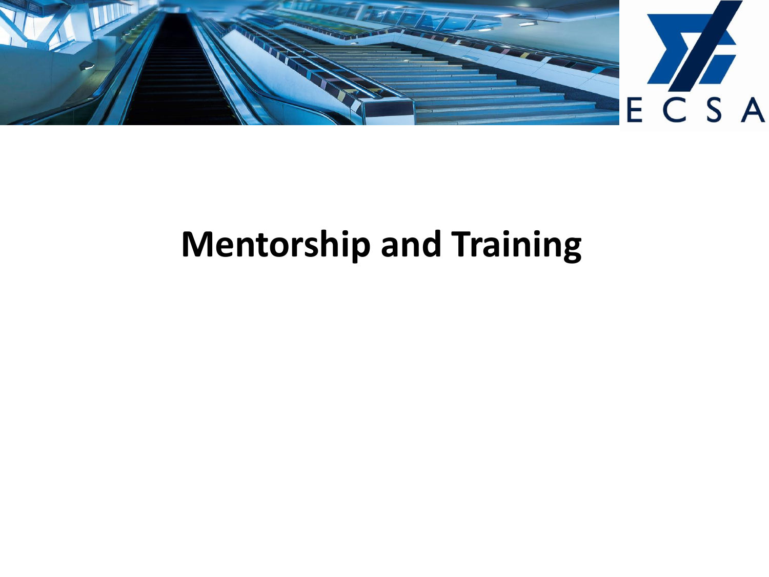# Mentorship and Training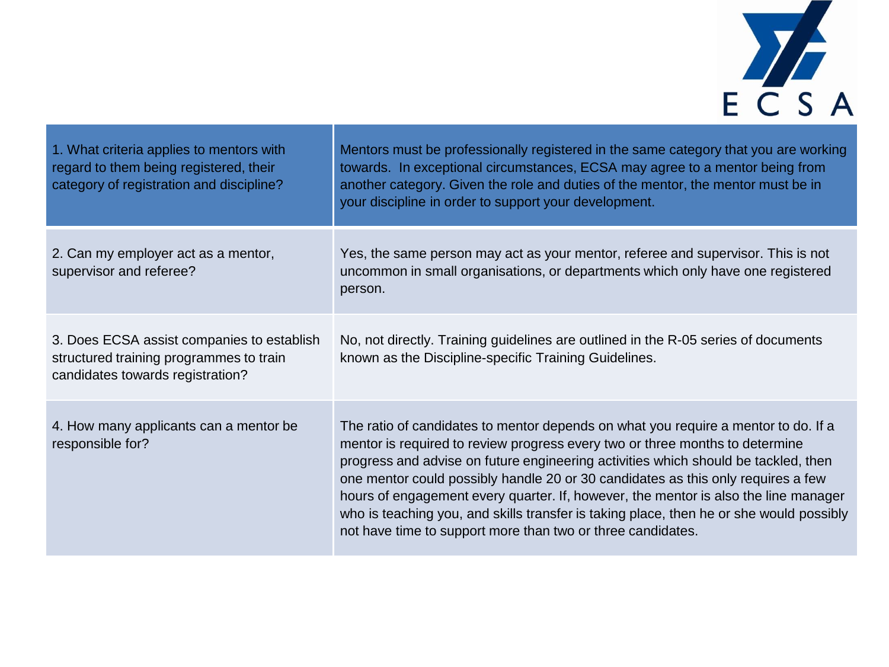| 1. What criteria applies to mentors with regard to them being registered, their category of registration and discipline? | Mentors must be professionally registered in the same category that you are working towards. In exceptional circumstances, ECSA may agree to a mentor being from another category. Given the role and duties of the mentor, the mentor must be in your discipline in order to support your development. |
|---|---|
| 2. Can my employer act as a mentor, supervisor and referee? | Yes, the same person may act as your mentor, referee and supervisor. This is not uncommon in small organisations, or departments which only have one registered person. |
| 3. Does ECSA assist companies to establish structured training programmes to train candidates towards registration? | No, not directly. Training guidelines are outlined in the R-05 series of documents known as the Discipline-specific Training Guidelines. |
| 4. How many applicants can a mentor be responsible for? | The ratio of candidates to mentor depends on what you require a mentor to do. If a mentor is required to review progress every two or three months to determine progress and advise on future engineering activities which should be tackled, then one mentor could possibly handle 20 or 30 candidates as this only requires a few hours of engagement every quarter. If, however, the mentor is also the line manager who is teaching you, and skills transfer is taking place, then he or she would possibly not have time to support more than two or three candidates. |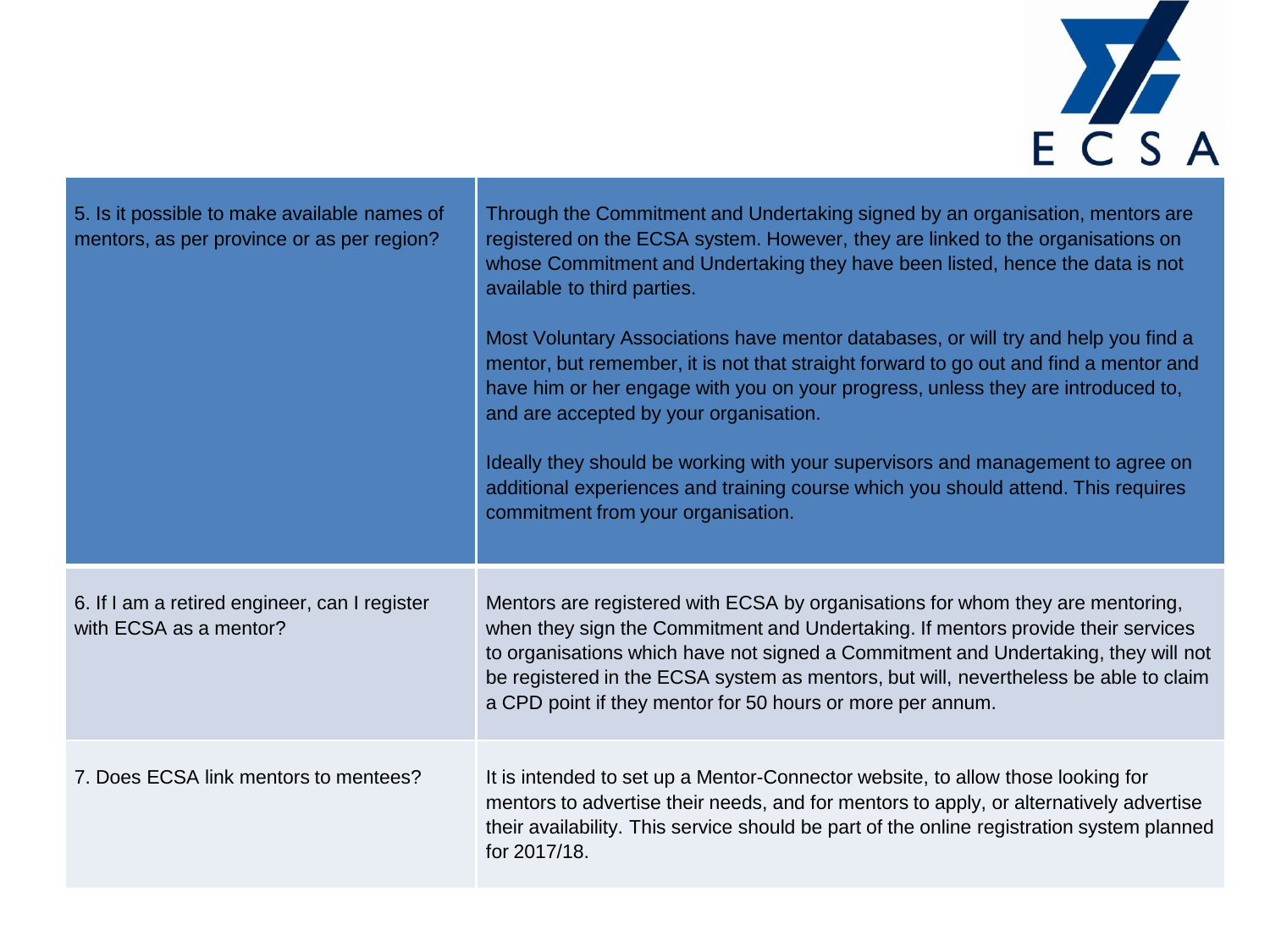| | |
|---|---|
| 5. Is it possible to make available names of mentors, as per province or as per region? | Through the Commitment and Undertaking signed by an organisation, mentors are registered on the ECSA system. However, they are linked to the organisations on whose Commitment and Undertaking they have been listed, hence the data is not available to third parties.<br><br>Most Voluntary Associations have mentor databases, or will try and help you find a mentor, but remember, it is not that straight forward to go out and find a mentor and have him or her engage with you on your progress, unless they are introduced to, and are accepted by your organisation.<br><br>Ideally they should be working with your supervisors and management to agree on additional experiences and training course which you should attend. This requires commitment from your organisation. |
| 6. If I am a retired engineer, can I register with ECSA as a mentor? | Mentors are registered with ECSA by organisations for whom they are mentoring, when they sign the Commitment and Undertaking. If mentors provide their services to organisations which have not signed a Commitment and Undertaking, they will not be registered in the ECSA system as mentors, but will, nevertheless be able to claim a CPD point if they mentor for 50 hours or more per annum. |
| 7. Does ECSA link mentors to mentees? | It is intended to set up a Mentor-Connector website, to allow those looking for mentors to advertise their needs, and for mentors to apply, or alternatively advertise their availability. This service should be part of the online registration system planned for 2017/18. |